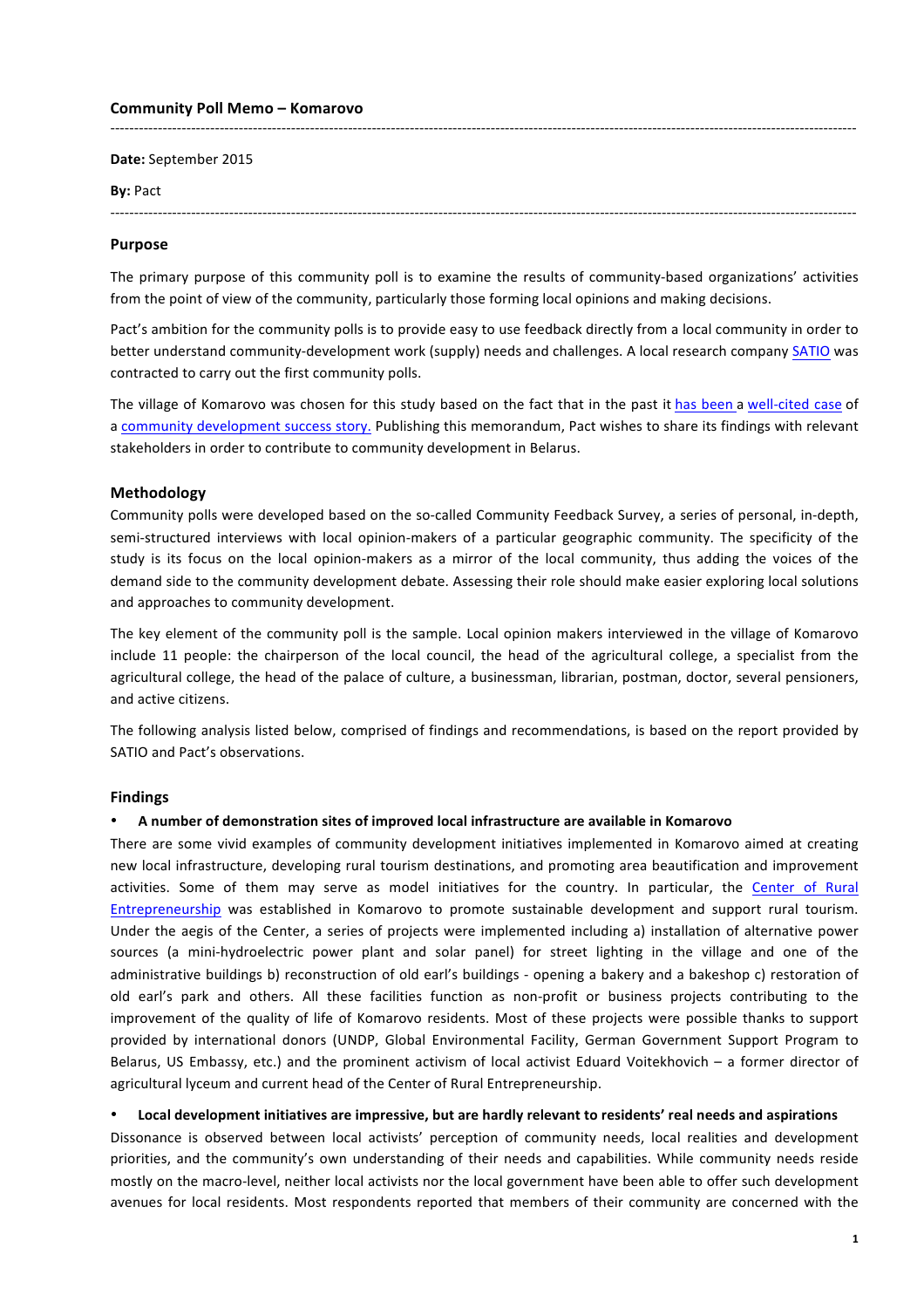**Community Poll Memo – Komarovo**

---

**Date:** September 2015

**By:** Pact

---

## Purpose

The primary purpose of this community poll is to examine the results of community-based organizations' activities from the point of view of the community, particularly those forming local opinions and making decisions.

Pact's ambition for the community polls is to provide easy to use feedback directly from a local community in order to better understand community-development work (supply) needs and challenges. A local research company SATIO was contracted to carry out the first community polls.

The village of Komarovo was chosen for this study based on the fact that in the past it has been a well-cited case of a community development success story. Publishing this memorandum, Pact wishes to share its findings with relevant stakeholders in order to contribute to community development in Belarus.

## Methodology

Community polls were developed based on the so-called Community Feedback Survey, a series of personal, in-depth, semi-structured interviews with local opinion-makers of a particular geographic community. The specificity of the study is its focus on the local opinion-makers as a mirror of the local community, thus adding the voices of the demand side to the community development debate. Assessing their role should make easier exploring local solutions and approaches to community development.

The key element of the community poll is the sample. Local opinion makers interviewed in the village of Komarovo include 11 people: the chairperson of the local council, the head of the agricultural college, a specialist from the agricultural college, the head of the palace of culture, a businessman, librarian, postman, doctor, several pensioners, and active citizens.

The following analysis listed below, comprised of findings and recommendations, is based on the report provided by SATIO and Pact's observations.

## Findings

- **A number of demonstration sites of improved local infrastructure are available in Komarovo**

There are some vivid examples of community development initiatives implemented in Komarovo aimed at creating new local infrastructure, developing rural tourism destinations, and promoting area beautification and improvement activities. Some of them may serve as model initiatives for the country. In particular, the Center of Rural Entrepreneurship was established in Komarovo to promote sustainable development and support rural tourism. Under the aegis of the Center, a series of projects were implemented including a) installation of alternative power sources (a mini-hydroelectric power plant and solar panel) for street lighting in the village and one of the administrative buildings b) reconstruction of old earl's buildings - opening a bakery and a bakeshop c) restoration of old earl's park and others. All these facilities function as non-profit or business projects contributing to the improvement of the quality of life of Komarovo residents. Most of these projects were possible thanks to support provided by international donors (UNDP, Global Environmental Facility, German Government Support Program to Belarus, US Embassy, etc.) and the prominent activism of local activist Eduard Voitekhovich – a former director of agricultural lyceum and current head of the Center of Rural Entrepreneurship.

- **Local development initiatives are impressive, but are hardly relevant to residents' real needs and aspirations**

Dissonance is observed between local activists' perception of community needs, local realities and development priorities, and the community's own understanding of their needs and capabilities. While community needs reside mostly on the macro-level, neither local activists nor the local government have been able to offer such development avenues for local residents. Most respondents reported that members of their community are concerned with the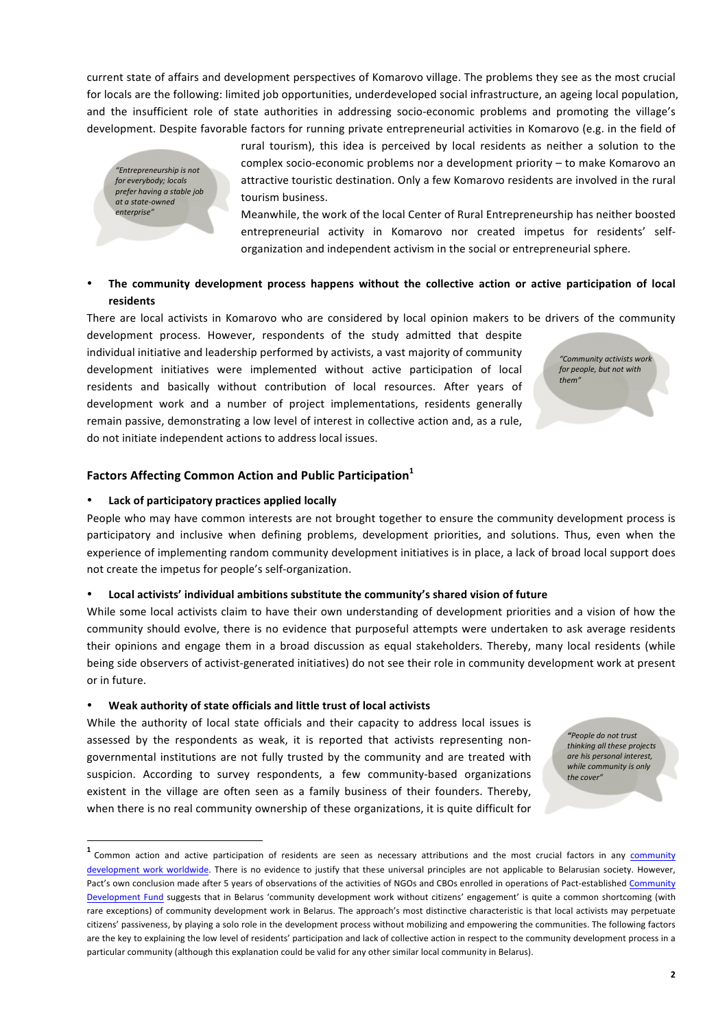current state of affairs and development perspectives of Komarovo village. The problems they see as the most crucial for locals are the following: limited job opportunities, underdeveloped social infrastructure, an ageing local population, and the insufficient role of state authorities in addressing socio-economic problems and promoting the village's development. Despite favorable factors for running private entrepreneurial activities in Komarovo (e.g. in the field of rural tourism), this idea is perceived by local residents as neither a solution to the complex socio-economic problems nor a development priority – to make Komarovo an attractive touristic destination. Only a few Komarovo residents are involved in the rural tourism business.

> *"Entrepreneurship is not for everybody; locals prefer having a stable job at a state-owned enterprise"*

Meanwhile, the work of the local Center of Rural Entrepreneurship has neither boosted entrepreneurial activity in Komarovo nor created impetus for residents' self-organization and independent activism in the social or entrepreneurial sphere.

- **The community development process happens without the collective action or active participation of local residents**

There are local activists in Komarovo who are considered by local opinion makers to be drivers of the community development process. However, respondents of the study admitted that despite individual initiative and leadership performed by activists, a vast majority of community development initiatives were implemented without active participation of local residents and basically without contribution of local resources. After years of development work and a number of project implementations, residents generally remain passive, demonstrating a low level of interest in collective action and, as a rule, do not initiate independent actions to address local issues.

> *"Community activists work for people, but not with them"*

### Factors Affecting Common Action and Public Participation[1]

- **Lack of participatory practices applied locally**

People who may have common interests are not brought together to ensure the community development process is participatory and inclusive when defining problems, development priorities, and solutions. Thus, even when the experience of implementing random community development initiatives is in place, a lack of broad local support does not create the impetus for people's self-organization.

- **Local activists' individual ambitions substitute the community's shared vision of future**

While some local activists claim to have their own understanding of development priorities and a vision of how the community should evolve, there is no evidence that purposeful attempts were undertaken to ask average residents their opinions and engage them in a broad discussion as equal stakeholders. Thereby, many local residents (while being side observers of activist-generated initiatives) do not see their role in community development work at present or in future.

- **Weak authority of state officials and little trust of local activists**

While the authority of local state officials and their capacity to address local issues is assessed by the respondents as weak, it is reported that activists representing non-governmental institutions are not fully trusted by the community and are treated with suspicion. According to survey respondents, a few community-based organizations existent in the village are often seen as a family business of their founders. Thereby, when there is no real community ownership of these organizations, it is quite difficult for

> *"People do not trust thinking all these projects are his personal interest, while community is only the cover"*

---

[1] Common action and active participation of residents are seen as necessary attributions and the most crucial factors in any community development work worldwide. There is no evidence to justify that these universal principles are not applicable to Belarusian society. However, Pact's own conclusion made after 5 years of observations of the activities of NGOs and CBOs enrolled in operations of Pact-established Community Development Fund suggests that in Belarus 'community development work without citizens' engagement' is quite a common shortcoming (with rare exceptions) of community development work in Belarus. The approach's most distinctive characteristic is that local activists may perpetuate citizens' passiveness, by playing a solo role in the development process without mobilizing and empowering the communities. The following factors are the key to explaining the low level of residents' participation and lack of collective action in respect to the community development process in a particular community (although this explanation could be valid for any other similar local community in Belarus).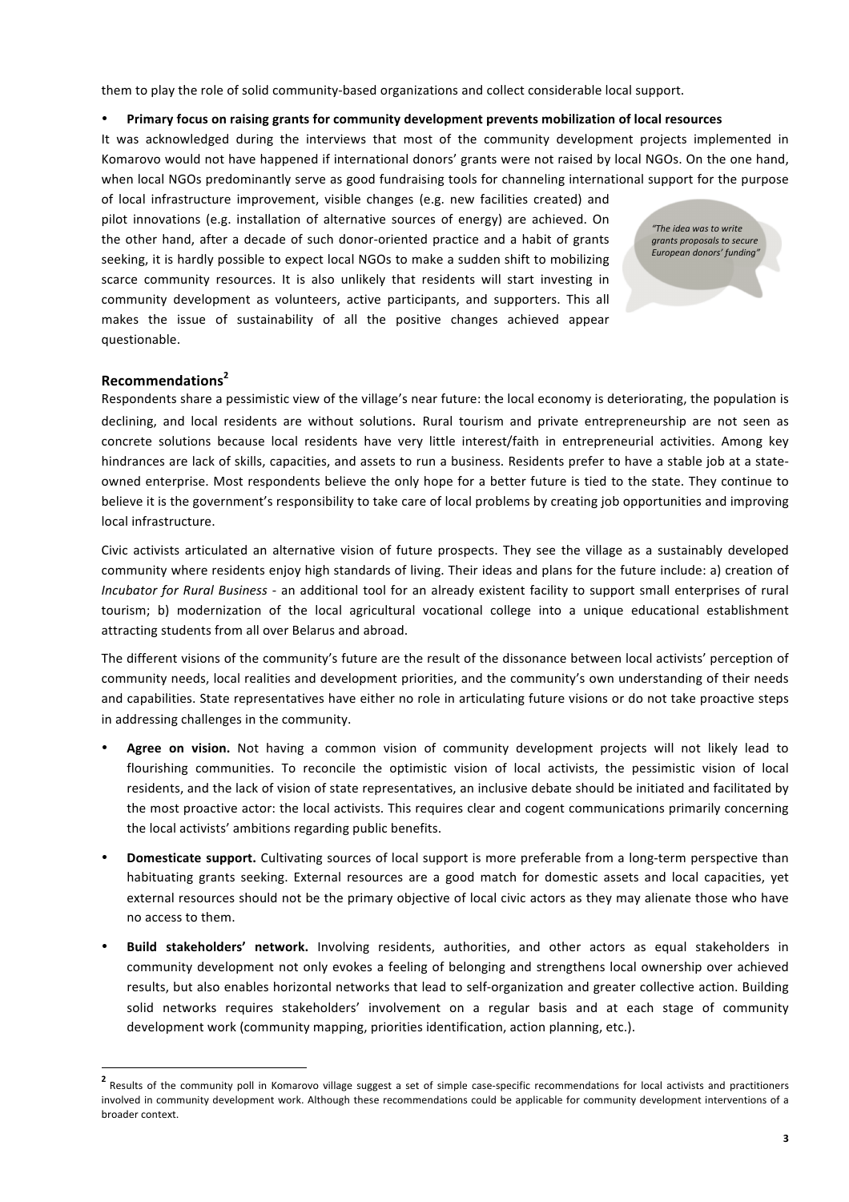them to play the role of solid community-based organizations and collect considerable local support.

- **Primary focus on raising grants for community development prevents mobilization of local resources**

It was acknowledged during the interviews that most of the community development projects implemented in Komarovo would not have happened if international donors' grants were not raised by local NGOs. On the one hand, when local NGOs predominantly serve as good fundraising tools for channeling international support for the purpose of local infrastructure improvement, visible changes (e.g. new facilities created) and pilot innovations (e.g. installation of alternative sources of energy) are achieved. On the other hand, after a decade of such donor-oriented practice and a habit of grants seeking, it is hardly possible to expect local NGOs to make a sudden shift to mobilizing scarce community resources. It is also unlikely that residents will start investing in community development as volunteers, active participants, and supporters. This all makes the issue of sustainability of all the positive changes achieved appear questionable.

*"The idea was to write grants proposals to secure European donors' funding"*

## Recommendations[2]

Respondents share a pessimistic view of the village's near future: the local economy is deteriorating, the population is declining, and local residents are without solutions. Rural tourism and private entrepreneurship are not seen as concrete solutions because local residents have very little interest/faith in entrepreneurial activities. Among key hindrances are lack of skills, capacities, and assets to run a business. Residents prefer to have a stable job at a state-owned enterprise. Most respondents believe the only hope for a better future is tied to the state. They continue to believe it is the government's responsibility to take care of local problems by creating job opportunities and improving local infrastructure.

Civic activists articulated an alternative vision of future prospects. They see the village as a sustainably developed community where residents enjoy high standards of living. Their ideas and plans for the future include: a) creation of *Incubator for Rural Business* - an additional tool for an already existent facility to support small enterprises of rural tourism; b) modernization of the local agricultural vocational college into a unique educational establishment attracting students from all over Belarus and abroad.

The different visions of the community's future are the result of the dissonance between local activists' perception of community needs, local realities and development priorities, and the community's own understanding of their needs and capabilities. State representatives have either no role in articulating future visions or do not take proactive steps in addressing challenges in the community.

- **Agree on vision.** Not having a common vision of community development projects will not likely lead to flourishing communities. To reconcile the optimistic vision of local activists, the pessimistic vision of local residents, and the lack of vision of state representatives, an inclusive debate should be initiated and facilitated by the most proactive actor: the local activists. This requires clear and cogent communications primarily concerning the local activists' ambitions regarding public benefits.
- **Domesticate support.** Cultivating sources of local support is more preferable from a long-term perspective than habituating grants seeking. External resources are a good match for domestic assets and local capacities, yet external resources should not be the primary objective of local civic actors as they may alienate those who have no access to them.
- **Build stakeholders' network.** Involving residents, authorities, and other actors as equal stakeholders in community development not only evokes a feeling of belonging and strengthens local ownership over achieved results, but also enables horizontal networks that lead to self-organization and greater collective action. Building solid networks requires stakeholders' involvement on a regular basis and at each stage of community development work (community mapping, priorities identification, action planning, etc.).

---

[2] Results of the community poll in Komarovo village suggest a set of simple case-specific recommendations for local activists and practitioners involved in community development work. Although these recommendations could be applicable for community development interventions of a broader context.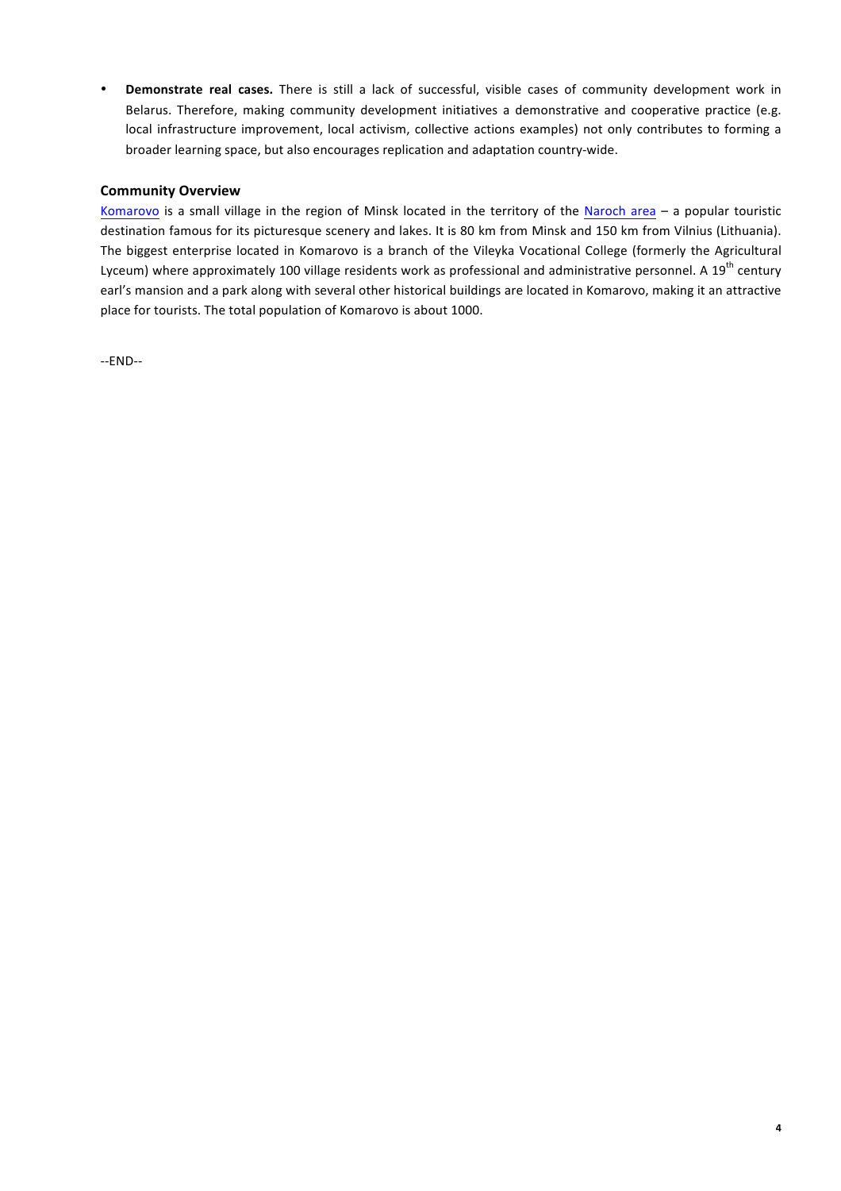- **Demonstrate real cases.** There is still a lack of successful, visible cases of community development work in Belarus. Therefore, making community development initiatives a demonstrative and cooperative practice (e.g. local infrastructure improvement, local activism, collective actions examples) not only contributes to forming a broader learning space, but also encourages replication and adaptation country-wide.

## Community Overview

Komarovo is a small village in the region of Minsk located in the territory of the Naroch area – a popular touristic destination famous for its picturesque scenery and lakes. It is 80 km from Minsk and 150 km from Vilnius (Lithuania). The biggest enterprise located in Komarovo is a branch of the Vileyka Vocational College (formerly the Agricultural Lyceum) where approximately 100 village residents work as professional and administrative personnel. A 19th century earl's mansion and a park along with several other historical buildings are located in Komarovo, making it an attractive place for tourists. The total population of Komarovo is about 1000.

--END--